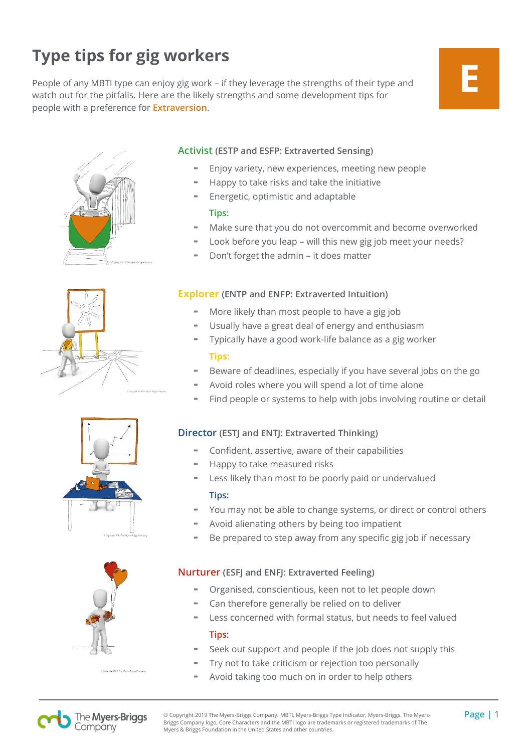# Type tips for gig workers

E

People of any MBTI type can enjoy gig work – if they leverage the strengths of their type and watch out for the pitfalls. Here are the likely strengths and some development tips for people with a preference for **Extraversion**.

## Activist (ESTP and ESFP: Extraverted Sensing)

- Enjoy variety, new experiences, meeting new people
- Happy to take risks and take the initiative
- Energetic, optimistic and adaptable

**Tips:**

- Make sure that you do not overcommit and become overworked
- Look before you leap – will this new gig job meet your needs?
- Don't forget the admin – it does matter

## Explorer (ENTP and ENFP: Extraverted Intuition)

- More likely than most people to have a gig job
- Usually have a great deal of energy and enthusiasm
- Typically have a good work-life balance as a gig worker

**Tips:**

- Beware of deadlines, especially if you have several jobs on the go
- Avoid roles where you will spend a lot of time alone
- Find people or systems to help with jobs involving routine or detail

## Director (ESTJ and ENTJ: Extraverted Thinking)

- Confident, assertive, aware of their capabilities
- Happy to take measured risks
- Less likely than most to be poorly paid or undervalued

**Tips:**

- You may not be able to change systems, or direct or control others
- Avoid alienating others by being too impatient
- Be prepared to step away from any specific gig job if necessary

## Nurturer (ESFJ and ENFJ: Extraverted Feeling)

- Organised, conscientious, keen not to let people down
- Can therefore generally be relied on to deliver
- Less concerned with formal status, but needs to feel valued

**Tips:**

- Seek out support and people if the job does not supply this
- Try not to take criticism or rejection too personally
- Avoid taking too much on in order to help others

© Copyright 2019 The Myers-Briggs Company. MBTI, Myers-Briggs Type Indicator, Myers-Briggs, The Myers-Briggs Company logo, Core Characters and the MBTI logo are trademarks or registered trademarks of The Myers & Briggs Foundation in the United States and other countries.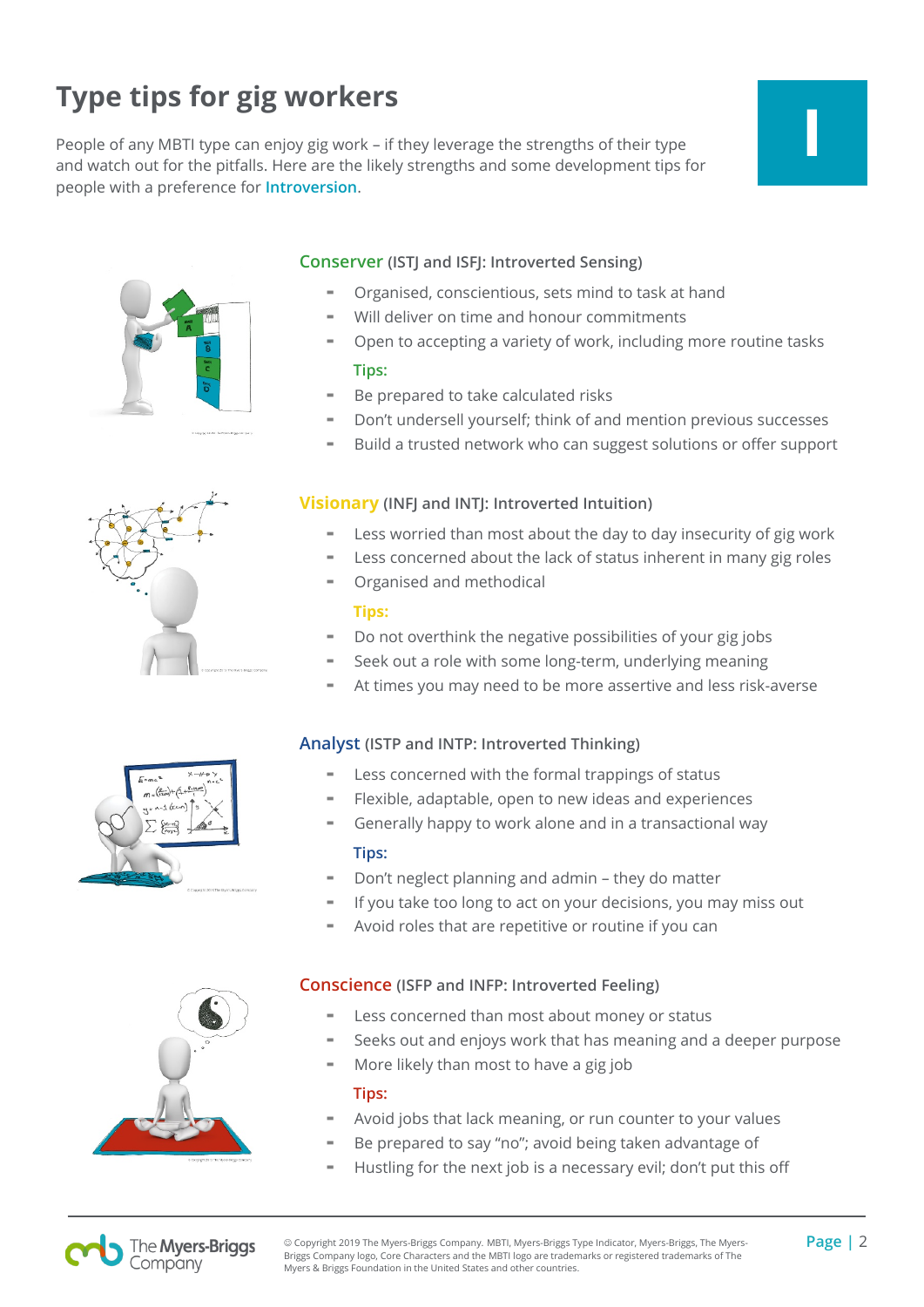# Type tips for gig workers

People of any MBTI type can enjoy gig work – if they leverage the strengths of their type and watch out for the pitfalls. Here are the likely strengths and some development tips for people with a preference for **Introversion**.

I

## Conserver (ISTJ and ISFJ: Introverted Sensing)

- Organised, conscientious, sets mind to task at hand
- Will deliver on time and honour commitments
- Open to accepting a variety of work, including more routine tasks

Tips:

- Be prepared to take calculated risks
- Don't undersell yourself; think of and mention previous successes
- Build a trusted network who can suggest solutions or offer support

## Visionary (INFJ and INTJ: Introverted Intuition)

- Less worried than most about the day to day insecurity of gig work
- Less concerned about the lack of status inherent in many gig roles
- Organised and methodical

Tips:

- Do not overthink the negative possibilities of your gig jobs
- Seek out a role with some long-term, underlying meaning
- At times you may need to be more assertive and less risk-averse

## Analyst (ISTP and INTP: Introverted Thinking)

- Less concerned with the formal trappings of status
- Flexible, adaptable, open to new ideas and experiences
- Generally happy to work alone and in a transactional way

Tips:

- Don't neglect planning and admin – they do matter
- If you take too long to act on your decisions, you may miss out
- Avoid roles that are repetitive or routine if you can

## Conscience (ISFP and INFP: Introverted Feeling)

- Less concerned than most about money or status
- Seeks out and enjoys work that has meaning and a deeper purpose
- More likely than most to have a gig job

Tips:

- Avoid jobs that lack meaning, or run counter to your values
- Be prepared to say "no"; avoid being taken advantage of
- Hustling for the next job is a necessary evil; don't put this off

© Copyright 2019 The Myers-Briggs Company. MBTI, Myers-Briggs Type Indicator, Myers-Briggs, The Myers-Briggs Company logo, Core Characters and the MBTI logo are trademarks or registered trademarks of The Myers & Briggs Foundation in the United States and other countries.